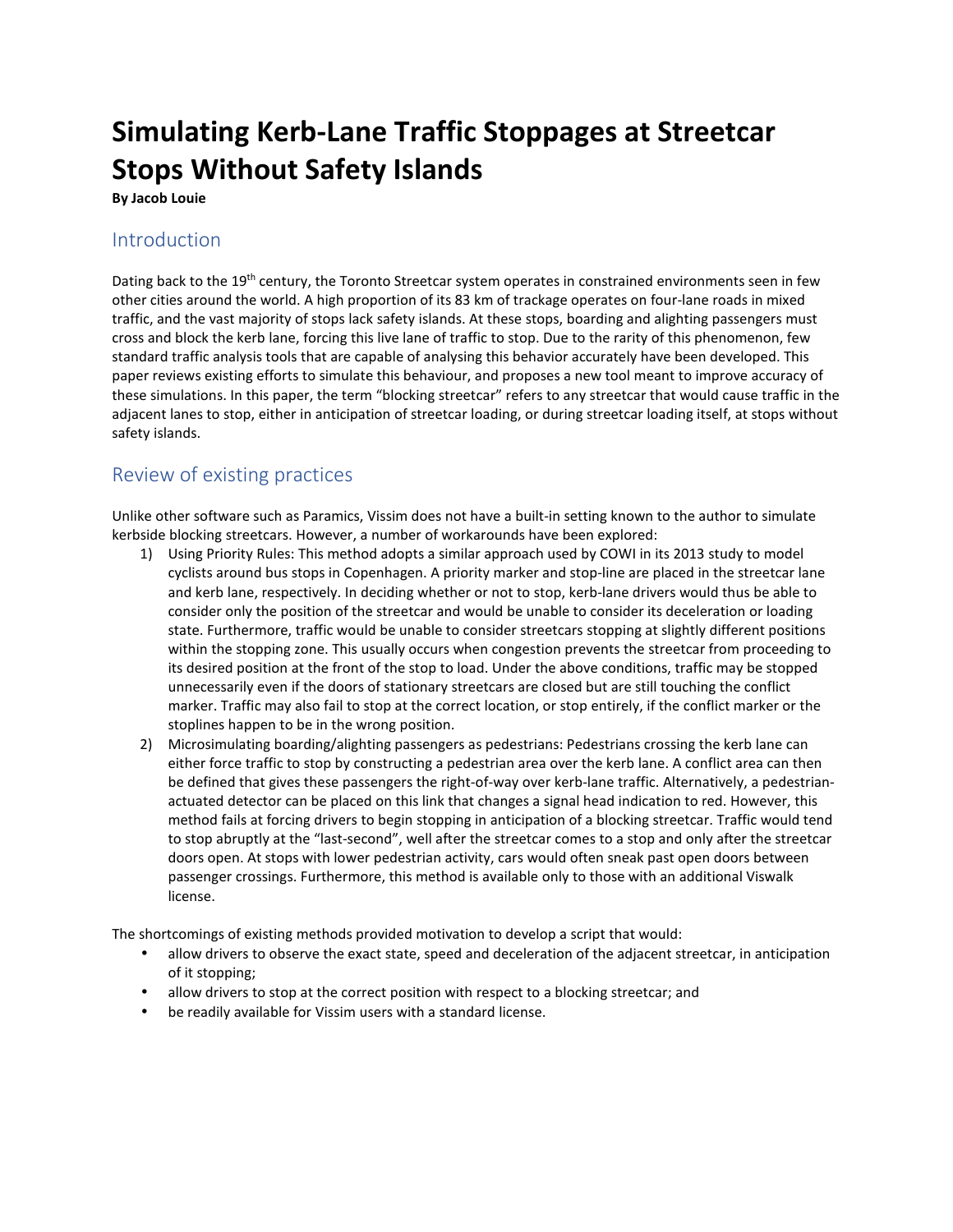# Simulating Kerb-Lane Traffic Stoppages at Streetcar Stops Without Safety Islands

**By Jacob Louie**

## Introduction

Dating back to the 19th century, the Toronto Streetcar system operates in constrained environments seen in few other cities around the world. A high proportion of its 83 km of trackage operates on four-lane roads in mixed traffic, and the vast majority of stops lack safety islands. At these stops, boarding and alighting passengers must cross and block the kerb lane, forcing this live lane of traffic to stop. Due to the rarity of this phenomenon, few standard traffic analysis tools that are capable of analysing this behavior accurately have been developed. This paper reviews existing efforts to simulate this behaviour, and proposes a new tool meant to improve accuracy of these simulations. In this paper, the term "blocking streetcar" refers to any streetcar that would cause traffic in the adjacent lanes to stop, either in anticipation of streetcar loading, or during streetcar loading itself, at stops without safety islands.

## Review of existing practices

Unlike other software such as Paramics, Vissim does not have a built-in setting known to the author to simulate kerbside blocking streetcars. However, a number of workarounds have been explored:

1) Using Priority Rules: This method adopts a similar approach used by COWI in its 2013 study to model cyclists around bus stops in Copenhagen. A priority marker and stop-line are placed in the streetcar lane and kerb lane, respectively. In deciding whether or not to stop, kerb-lane drivers would thus be able to consider only the position of the streetcar and would be unable to consider its deceleration or loading state. Furthermore, traffic would be unable to consider streetcars stopping at slightly different positions within the stopping zone. This usually occurs when congestion prevents the streetcar from proceeding to its desired position at the front of the stop to load. Under the above conditions, traffic may be stopped unnecessarily even if the doors of stationary streetcars are closed but are still touching the conflict marker. Traffic may also fail to stop at the correct location, or stop entirely, if the conflict marker or the stoplines happen to be in the wrong position.
2) Microsimulating boarding/alighting passengers as pedestrians: Pedestrians crossing the kerb lane can either force traffic to stop by constructing a pedestrian area over the kerb lane. A conflict area can then be defined that gives these passengers the right-of-way over kerb-lane traffic. Alternatively, a pedestrian-actuated detector can be placed on this link that changes a signal head indication to red. However, this method fails at forcing drivers to begin stopping in anticipation of a blocking streetcar. Traffic would tend to stop abruptly at the "last-second", well after the streetcar comes to a stop and only after the streetcar doors open. At stops with lower pedestrian activity, cars would often sneak past open doors between passenger crossings. Furthermore, this method is available only to those with an additional Viswalk license.

The shortcomings of existing methods provided motivation to develop a script that would:

- allow drivers to observe the exact state, speed and deceleration of the adjacent streetcar, in anticipation of it stopping;
- allow drivers to stop at the correct position with respect to a blocking streetcar; and
- be readily available for Vissim users with a standard license.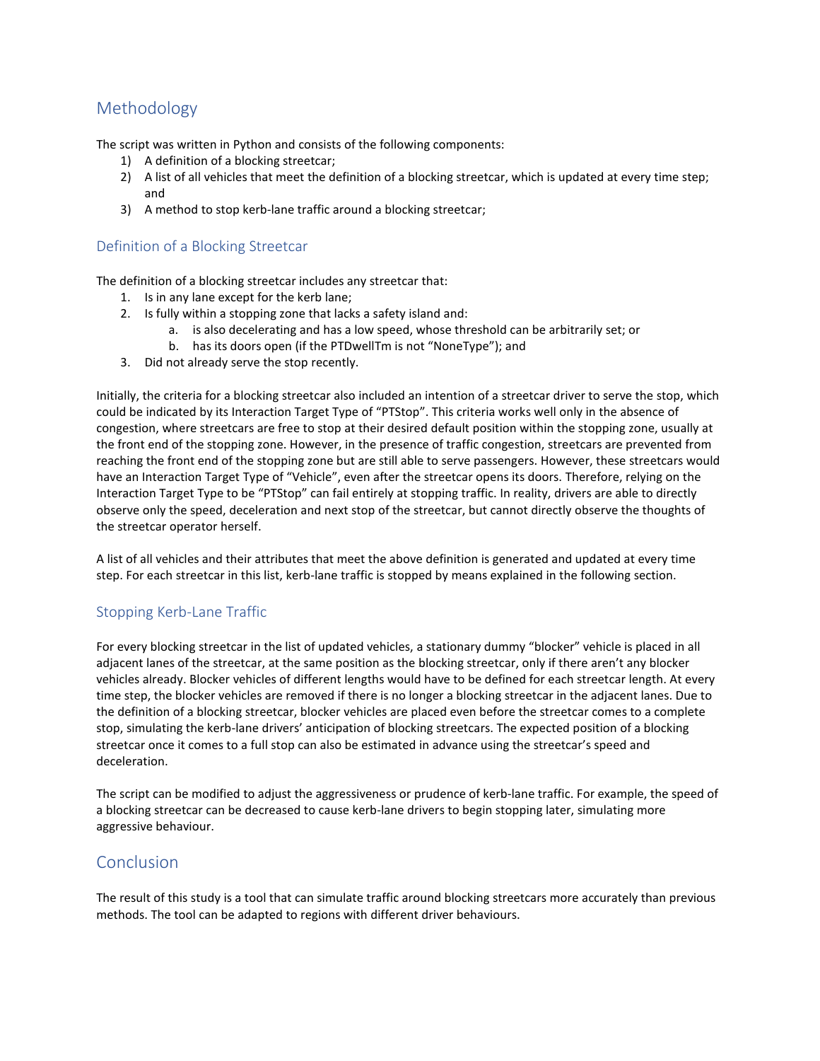# Methodology

The script was written in Python and consists of the following components:

1) A definition of a blocking streetcar;
2) A list of all vehicles that meet the definition of a blocking streetcar, which is updated at every time step; and
3) A method to stop kerb-lane traffic around a blocking streetcar;

## Definition of a Blocking Streetcar

The definition of a blocking streetcar includes any streetcar that:

1. Is in any lane except for the kerb lane;
2. Is fully within a stopping zone that lacks a safety island and:
   a. is also decelerating and has a low speed, whose threshold can be arbitrarily set; or
   b. has its doors open (if the PTDwellTm is not "NoneType"); and
3. Did not already serve the stop recently.

Initially, the criteria for a blocking streetcar also included an intention of a streetcar driver to serve the stop, which could be indicated by its Interaction Target Type of "PTStop". This criteria works well only in the absence of congestion, where streetcars are free to stop at their desired default position within the stopping zone, usually at the front end of the stopping zone. However, in the presence of traffic congestion, streetcars are prevented from reaching the front end of the stopping zone but are still able to serve passengers. However, these streetcars would have an Interaction Target Type of "Vehicle", even after the streetcar opens its doors. Therefore, relying on the Interaction Target Type to be "PTStop" can fail entirely at stopping traffic. In reality, drivers are able to directly observe only the speed, deceleration and next stop of the streetcar, but cannot directly observe the thoughts of the streetcar operator herself.

A list of all vehicles and their attributes that meet the above definition is generated and updated at every time step. For each streetcar in this list, kerb-lane traffic is stopped by means explained in the following section.

## Stopping Kerb-Lane Traffic

For every blocking streetcar in the list of updated vehicles, a stationary dummy "blocker" vehicle is placed in all adjacent lanes of the streetcar, at the same position as the blocking streetcar, only if there aren't any blocker vehicles already. Blocker vehicles of different lengths would have to be defined for each streetcar length. At every time step, the blocker vehicles are removed if there is no longer a blocking streetcar in the adjacent lanes. Due to the definition of a blocking streetcar, blocker vehicles are placed even before the streetcar comes to a complete stop, simulating the kerb-lane drivers' anticipation of blocking streetcars. The expected position of a blocking streetcar once it comes to a full stop can also be estimated in advance using the streetcar's speed and deceleration.

The script can be modified to adjust the aggressiveness or prudence of kerb-lane traffic. For example, the speed of a blocking streetcar can be decreased to cause kerb-lane drivers to begin stopping later, simulating more aggressive behaviour.

# Conclusion

The result of this study is a tool that can simulate traffic around blocking streetcars more accurately than previous methods. The tool can be adapted to regions with different driver behaviours.